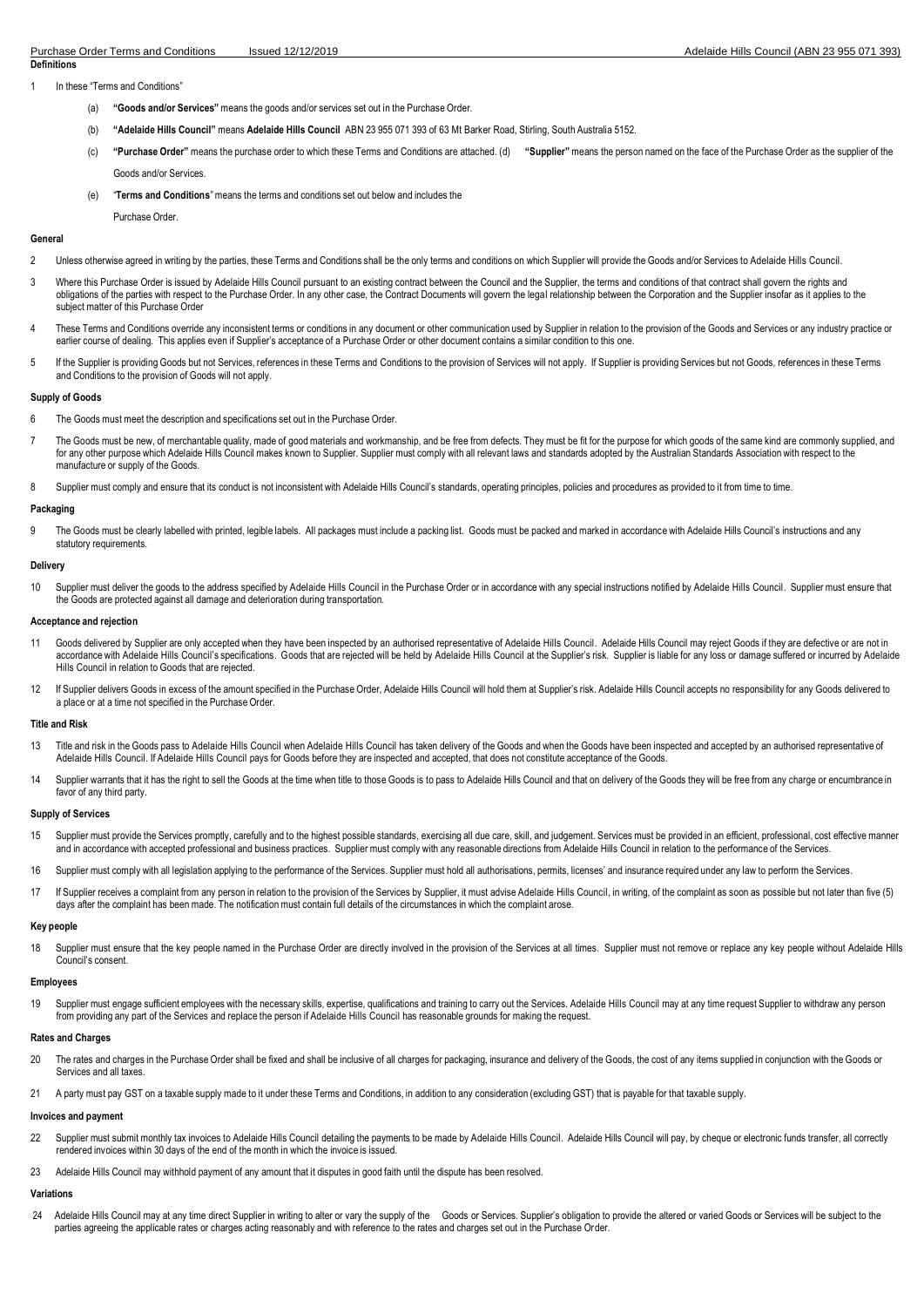## Definitions

1 In these "Terms and Conditions"

(a) **"Goods and/or Services"** means the goods and/or services set out in the Purchase Order.

(b) **"Adelaide Hills Council"** means **Adelaide Hills Council** ABN 23 955 071 393 of 63 Mt Barker Road, Stirling, South Australia 5152.

(c) **"Purchase Order"** means the purchase order to which these Terms and Conditions are attached.

(d) **"Supplier"** means the person named on the face of the Purchase Order as the supplier of the Goods and/or Services.

(e) "**Terms and Conditions**" means the terms and conditions set out below and includes the Purchase Order.

## General

2 Unless otherwise agreed in writing by the parties, these Terms and Conditions shall be the only terms and conditions on which Supplier will provide the Goods and/or Services to Adelaide Hills Council.

3 Where this Purchase Order is issued by Adelaide Hills Council pursuant to an existing contract between the Council and the Supplier, the terms and conditions of that contract shall govern the rights and obligations of the parties with respect to the Purchase Order. In any other case, the Contract Documents will govern the legal relationship between the Corporation and the Supplier insofar as it applies to the subject matter of this Purchase Order

4 These Terms and Conditions override any inconsistent terms or conditions in any document or other communication used by Supplier in relation to the provision of the Goods and Services or any industry practice or earlier course of dealing. This applies even if Supplier's acceptance of a Purchase Order or other document contains a similar condition to this one.

5 If the Supplier is providing Goods but not Services, references in these Terms and Conditions to the provision of Services will not apply. If Supplier is providing Services but not Goods, references in these Terms and Conditions to the provision of Goods will not apply.

## Supply of Goods

6 The Goods must meet the description and specifications set out in the Purchase Order.

7 The Goods must be new, of merchantable quality, made of good materials and workmanship, and be free from defects. They must be fit for the purpose for which goods of the same kind are commonly supplied, and for any other purpose which Adelaide Hills Council makes known to Supplier. Supplier must comply with all relevant laws and standards adopted by the Australian Standards Association with respect to the manufacture or supply of the Goods.

8 Supplier must comply and ensure that its conduct is not inconsistent with Adelaide Hills Council's standards, operating principles, policies and procedures as provided to it from time to time.

## Packaging

9 The Goods must be clearly labelled with printed, legible labels. All packages must include a packing list. Goods must be packed and marked in accordance with Adelaide Hills Council's instructions and any statutory requirements.

## Delivery

10 Supplier must deliver the goods to the address specified by Adelaide Hills Council in the Purchase Order or in accordance with any special instructions notified by Adelaide Hills Council. Supplier must ensure that the Goods are protected against all damage and deterioration during transportation.

## Acceptance and rejection

11 Goods delivered by Supplier are only accepted when they have been inspected by an authorised representative of Adelaide Hills Council. Adelaide Hills Council may reject Goods if they are defective or are not in accordance with Adelaide Hills Council's specifications. Goods that are rejected will be held by Adelaide Hills Council at the Supplier's risk. Supplier is liable for any loss or damage suffered or incurred by Adelaide Hills Council in relation to Goods that are rejected.

12 If Supplier delivers Goods in excess of the amount specified in the Purchase Order, Adelaide Hills Council will hold them at Supplier's risk. Adelaide Hills Council accepts no responsibility for any Goods delivered to a place or at a time not specified in the Purchase Order.

## Title and Risk

13 Title and risk in the Goods pass to Adelaide Hills Council when Adelaide Hills Council has taken delivery of the Goods and when the Goods have been inspected and accepted by an authorised representative of Adelaide Hills Council. If Adelaide Hills Council pays for Goods before they are inspected and accepted, that does not constitute acceptance of the Goods.

14 Supplier warrants that it has the right to sell the Goods at the time when title to those Goods is to pass to Adelaide Hills Council and that on delivery of the Goods they will be free from any charge or encumbrance in favor of any third party.

## Supply of Services

15 Supplier must provide the Services promptly, carefully and to the highest possible standards, exercising all due care, skill, and judgement. Services must be provided in an efficient, professional, cost effective manner and in accordance with accepted professional and business practices. Supplier must comply with any reasonable directions from Adelaide Hills Council in relation to the performance of the Services.

16 Supplier must comply with all legislation applying to the performance of the Services. Supplier must hold all authorisations, permits, licenses' and insurance required under any law to perform the Services.

17 If Supplier receives a complaint from any person in relation to the provision of the Services by Supplier, it must advise Adelaide Hills Council, in writing, of the complaint as soon as possible but not later than five (5) days after the complaint has been made. The notification must contain full details of the circumstances in which the complaint arose.

## Key people

18 Supplier must ensure that the key people named in the Purchase Order are directly involved in the provision of the Services at all times. Supplier must not remove or replace any key people without Adelaide Hills Council's consent.

## Employees

19 Supplier must engage sufficient employees with the necessary skills, expertise, qualifications and training to carry out the Services. Adelaide Hills Council may at any time request Supplier to withdraw any person from providing any part of the Services and replace the person if Adelaide Hills Council has reasonable grounds for making the request.

## Rates and Charges

20 The rates and charges in the Purchase Order shall be fixed and shall be inclusive of all charges for packaging, insurance and delivery of the Goods, the cost of any items supplied in conjunction with the Goods or Services and all taxes.

21 A party must pay GST on a taxable supply made to it under these Terms and Conditions, in addition to any consideration (excluding GST) that is payable for that taxable supply.

## Invoices and payment

22 Supplier must submit monthly tax invoices to Adelaide Hills Council detailing the payments to be made by Adelaide Hills Council. Adelaide Hills Council will pay, by cheque or electronic funds transfer, all correctly rendered invoices within 30 days of the end of the month in which the invoice is issued.

23 Adelaide Hills Council may withhold payment of any amount that it disputes in good faith until the dispute has been resolved.

## Variations

24 Adelaide Hills Council may at any time direct Supplier in writing to alter or vary the supply of the Goods or Services. Supplier's obligation to provide the altered or varied Goods or Services will be subject to the parties agreeing the applicable rates or charges acting reasonably and with reference to the rates and charges set out in the Purchase Order.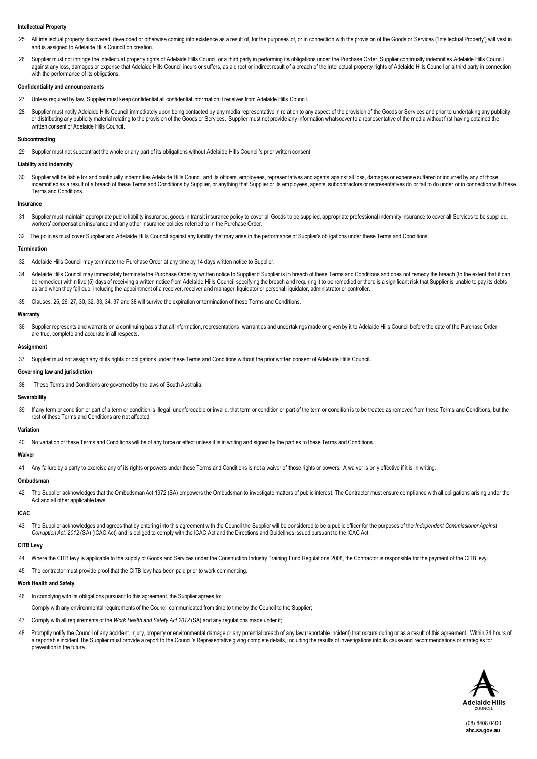**Intellectual Property**

25 All intellectual property discovered, developed or otherwise coming into existence as a result of, for the purposes of, or in connection with the provision of the Goods or Services ('Intellectual Property') will vest in and is assigned to Adelaide Hills Council on creation.

26 Supplier must not infringe the intellectual property rights of Adelaide Hills Council or a third party in performing its obligations under the Purchase Order. Supplier continually indemnifies Adelaide Hills Council against any loss, damages or expense that Adelaide Hills Council incurs or suffers, as a direct or indirect result of a breach of the intellectual property rights of Adelaide Hills Council or a third party in connection with the performance of its obligations.

**Confidentiality and announcements**

27 Unless required by law, Supplier must keep confidential all confidential information it receives from Adelaide Hills Council.

28 Supplier must notify Adelaide Hills Council immediately upon being contacted by any media representative in relation to any aspect of the provision of the Goods or Services and prior to undertaking any publicity or distributing any publicity material relating to the provision of the Goods or Services. Supplier must not provide any information whatsoever to a representative of the media without first having obtained the written consent of Adelaide Hills Council.

**Subcontracting**

29 Supplier must not subcontract the whole or any part of its obligations without Adelaide Hills Council's prior written consent.

**Liability and indemnity**

30 Supplier will be liable for and continually indemnifies Adelaide Hills Council and its officers, employees, representatives and agents against all loss, damages or expense suffered or incurred by any of those indemnified as a result of a breach of these Terms and Conditions by Supplier, or anything that Supplier or its employees, agents, subcontractors or representatives do or fail to do under or in connection with these Terms and Conditions.

**Insurance**

31 Supplier must maintain appropriate public liability insurance, goods in transit insurance policy to cover all Goods to be supplied, appropriate professional indemnity insurance to cover all Services to be supplied, workers' compensation insurance and any other insurance policies referred to in the Purchase Order.

32 The policies must cover Supplier and Adelaide Hills Council against any liability that may arise in the performance of Supplier's obligations under these Terms and Conditions.

**Termination**

32 Adelaide Hills Council may terminate the Purchase Order at any time by 14 days written notice to Supplier.

34 Adelaide Hills Council may immediately terminate the Purchase Order by written notice to Supplier if Supplier is in breach of these Terms and Conditions and does not remedy the breach (to the extent that it can be remedied) within five (5) days of receiving a written notice from Adelaide Hills Council specifying the breach and requiring it to be remedied or there is a significant risk that Supplier is unable to pay its debts as and when they fall due, including the appointment of a receiver, receiver and manager, liquidator or personal liquidator, administrator or controller.

35 Clauses, 25, 26, 27, 30, 32, 33, 34, 37 and 38 will survive the expiration or termination of these Terms and Conditions.

**Warranty**

36 Supplier represents and warrants on a continuing basis that all information, representations, warranties and undertakings made or given by it to Adelaide Hills Council before the date of the Purchase Order are true, complete and accurate in all respects.

**Assignment**

37 Supplier must not assign any of its rights or obligations under these Terms and Conditions without the prior written consent of Adelaide Hills Council.

**Governing law and jurisdiction**

38 These Terms and Conditions are governed by the laws of South Australia.

**Severability**

39 If any term or condition or part of a term or condition is illegal, unenforceable or invalid, that term or condition or part of the term or condition is to be treated as removed from these Terms and Conditions, but the rest of these Terms and Conditions are not affected.

**Variation**

40 No variation of these Terms and Conditions will be of any force or effect unless it is in writing and signed by the parties to these Terms and Conditions.

**Waiver**

41 Any failure by a party to exercise any of its rights or powers under these Terms and Conditions is not a waiver of those rights or powers. A waiver is only effective if it is in writing.

**Ombudsman**

42 The Supplier acknowledges that the Ombudsman Act 1972 (SA) empowers the Ombudsman to investigate matters of public interest. The Contractor must ensure compliance with all obligations arising under the Act and all other applicable laws.

**ICAC**

43 The Supplier acknowledges and agrees that by entering into this agreement with the Council the Supplier will be considered to be a public officer for the purposes of the *Independent Commissioner Against Corruption Act, 2012* (SA) (ICAC Act) and is obliged to comply with the ICAC Act and the Directions and Guidelines issued pursuant to the ICAC Act.

**CITB Levy**

44 Where the CITB levy is applicable to the supply of Goods and Services under the Construction Industry Training Fund Regulations 2008, the Contractor is responsible for the payment of the CITB levy.

45 The contractor must provide proof that the CITB levy has been paid prior to work commencing.

**Work Health and Safety**

46 In complying with its obligations pursuant to this agreement, the Supplier agrees to:

Comply with any environmental requirements of the Council communicated from time to time by the Council to the Supplier;

47 Comply with all requirements of the *Work Health and Safety Act 2012* (SA) and any regulations made under it;

48 Promptly notify the Council of any accident, injury, property or environmental damage or any potential breach of any law (reportable incident) that occurs during or as a result of this agreement. Within 24 hours of a reportable incident, the Supplier must provide a report to the Council's Representative giving complete details, including the results of investigations into its cause and recommendations or strategies for prevention in the future.

Adelaide Hills COUNCIL

(08) 8408 0400
**ahc.sa.gov.au**